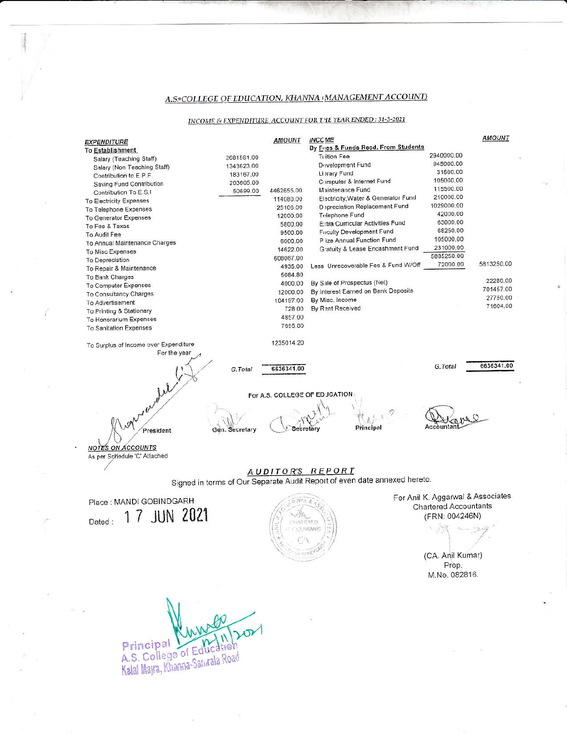# A.S. COLLEGE OF EDUCATION, KHANNA (MANAGEMENT ACCOUNT)

## INCOME & EXPENDITURE ACCOUNT FOR THE YEAR ENDED : 31-3-2021

| EXPENDITURE | | AMOUNT | INCOME | | AMOUNT |
|---|---|---|---|---|---|
| **To Establishment** | | | **By Fees & Funds Recd. From Students** | | |
| Salary (Teaching Staff) | 2681561.00 | | Tuition Fee | 2940000.00 | |
| Salary (Non Teaching Staff) | 1343623.00 | | Development Fund | 945000.00 | |
| Contribution to E.P.F. | 183167.00 | | Library Fund | 31500.00 | |
| Saving Fund Contribution | 203605.00 | | Computer & Internet Fund | 105000.00 | |
| Contribution To E.S.I | 50699.00 | 4462655.00 | Maintenance Fund | 115500.00 | |
| To Electricity Expenses | | 114080.00 | Electricity,Water & Generator Fund | 210000.00 | |
| To Telephone Expenses | | 25106.00 | Depreciation Replacement Fund | 1029000.00 | |
| To Generator Expenses | | 12000.00 | Telephone Fund | 42000.00 | |
| To Fee & Taxes | | 5800.00 | Extra Curricular Activities Fund | 63000.00 | |
| To Audit Fee | | 9500.00 | Faculty Development Fund | 68250.00 | |
| To Annual Maintenance Charges | | 6000.00 | Prize Annual Function Fund | 105000.00 | |
| To Misc Expenses | | 14622.00 | Gratuity & Lease Encashment Fund | 231000.00 | |
| To Depreciation | | 608067.00 | | 5885250.00 | |
| To Repair & Maintenance | | 4935.00 | Less Unrecoverable Fee & Fund W/Off | 72000.00 | 5813250.00 |
| To Bank Charges | | 5084.80 | | | |
| To Computer Expenses | | 4000.00 | By Sale of Prospectus (Net) | | 22280.00 |
| To Consultancy Charges | | 12000.00 | By Interest Earned on Bank Deposits | | 701457.00 |
| To Advertisement | | 104197.00 | By Misc. Income | | 27750.00 |
| To Printing & Stationary | | 728.00 | By Rent Received | | 71604.00 |
| To Honorarium Expenses | | 4857.00 | | | |
| To Sanitation Expenses | | 7695.00 | | | |
| To Surplus of Income over Expenditure For the year | | 1235014.20 | | | |
| | G.Total | 6636341.00 | | G.Total | 6636341.00 |

For A.S. COLLEGE OF EDUCATION

President | Gen. Secretary | Secretary | Principal | Accountant

**NOTES ON ACCOUNTS**
As per Schedule 'C' Attached

## AUDITOR'S REPORT

Signed in terms of Our Separate Audit Report of even date annexed hereto.

Place : MANDI GOBINDGARH

Dated : 17 JUN 2021

For Anil K. Aggarwal & Associates
Chartered Accountants
(FRN: 004246N)

(CA. Anil Kumar)
Prop.
M.No. 082816.

Principal
A.S. College of Education
Kalal Majra, Khanna-Samrala Road
12/11/2021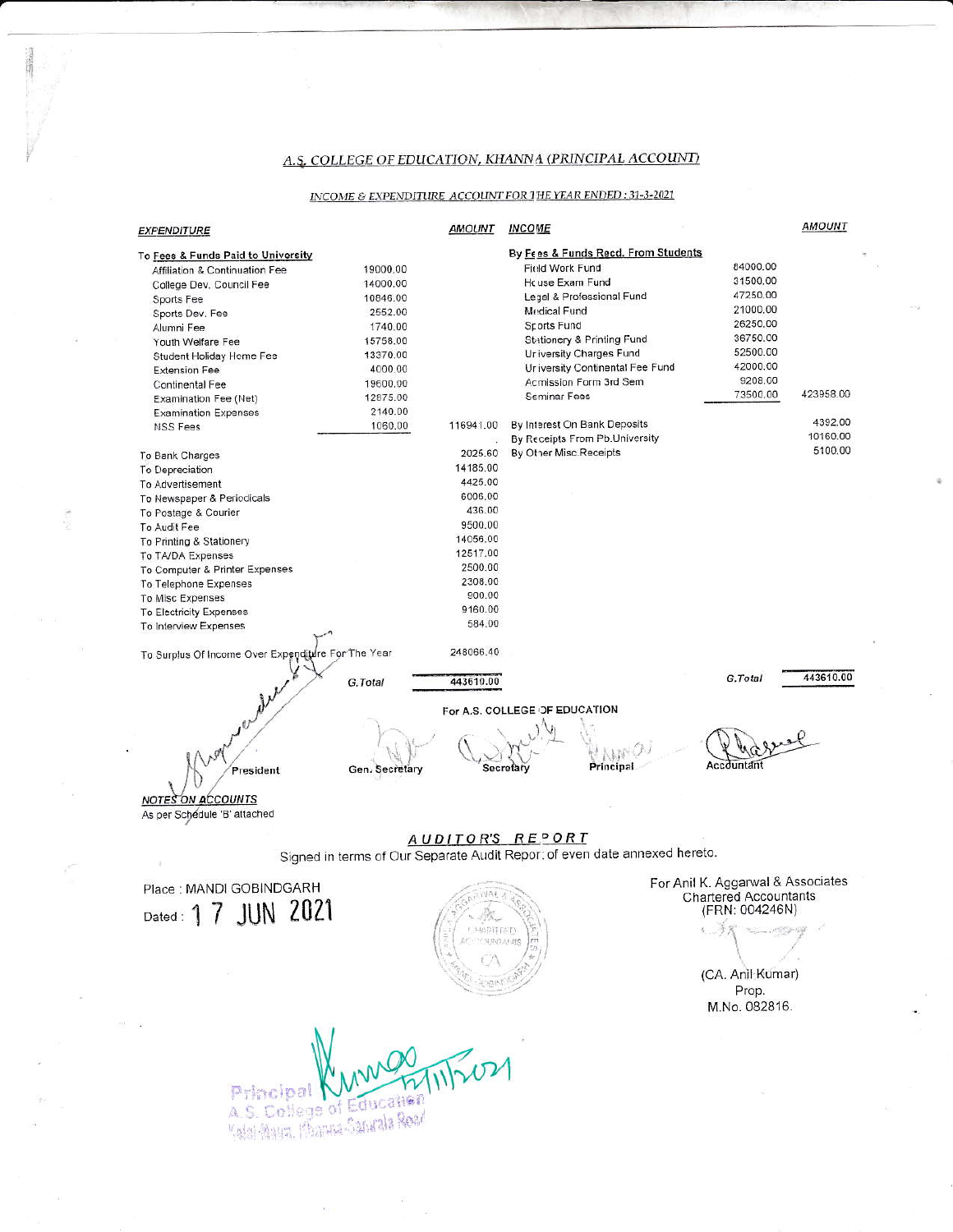## A.S. COLLEGE OF EDUCATION, KHANNA (PRINCIPAL ACCOUNT)

### INCOME & EXPENDITURE ACCOUNT FOR THE YEAR ENDED : 31-3-2021

| EXPENDITURE | | AMOUNT | INCOME | | AMOUNT |
|---|---|---|---|---|---|
| **To Fees & Funds Paid to University** | | | **By Fees & Funds Recd. From Students** | | |
| Affiliation & Continuation Fee | 19000.00 | | Field Work Fund | 84000.00 | |
| College Dev. Council Fee | 14000.00 | | House Exam Fund | 31500.00 | |
| Sports Fee | 10846.00 | | Legal & Professional Fund | 47250.00 | |
| Sports Dev. Fee | 2552.00 | | Medical Fund | 21000.00 | |
| Alumni Fee | 1740.00 | | Sports Fund | 26250.00 | |
| Youth Welfare Fee | 15758.00 | | Stationery & Printing Fund | 36750.00 | |
| Student Holiday Home Fee | 13370.00 | | University Charges Fund | 52500.00 | |
| Extension Fee | 4000.00 | | University Continental Fee Fund | 42000.00 | |
| Continental Fee | 19600.00 | | Admission Form 3rd Sem | 9208.00 | |
| Examination Fee (Net) | 12875.00 | | Seminar Fees | 73500.00 | 423958.00 |
| Examination Expenses | 2140.00 | | | | |
| NSS Fees | 1060.00 | 116941.00 | By Interest On Bank Deposits | | 4392.00 |
| | | | By Receipts From Pb.University | | 10160.00 |
| To Bank Charges | | 2025.60 | By Other Misc.Receipts | | 5100.00 |
| To Depreciation | | 14185.00 | | | |
| To Advertisement | | 4425.00 | | | |
| To Newspaper & Periodicals | | 6006.00 | | | |
| To Postage & Courier | | 436.00 | | | |
| To Audit Fee | | 9500.00 | | | |
| To Printing & Stationery | | 14056.00 | | | |
| To TA/DA Expenses | | 12517.00 | | | |
| To Computer & Printer Expenses | | 2500.00 | | | |
| To Telephone Expenses | | 2308.00 | | | |
| To Misc Expenses | | 900.00 | | | |
| To Electricity Expenses | | 9160.00 | | | |
| To Interview Expenses | | 584.00 | | | |
| To Surplus Of Income Over Expenditure For The Year | | 248066.40 | | | |
| | G.Total | 443610.00 | | G.Total | 443610.00 |

For A.S. COLLEGE OF EDUCATION

President Gen. Secretary Secretary Principal Accountant

**NOTES ON ACCOUNTS**

As per Schedule 'B' attached

## AUDITOR'S REPORT

Signed in terms of Our Separate Audit Report of even date annexed hereto.

Place : MANDI GOBINDGARH

Dated : 17 JUN 2021

For Anil K. Aggarwal & Associates
Chartered Accountants
(FRN: 004246N)

(CA. Anil Kumar)
Prop.
M.No. 082816.

Principal
A.S. College of Education
Kalal Majra, Khanna-Samrala Road